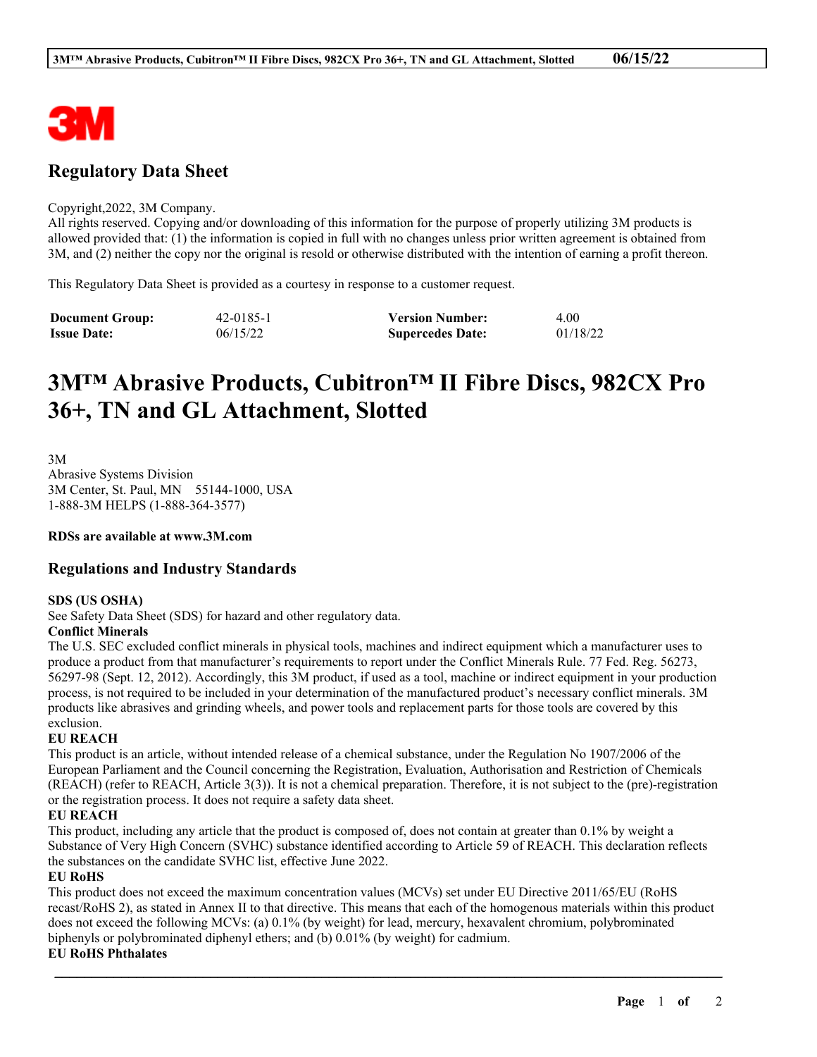## Regulatory Data Sheet

Copyright,2022, 3M Company.
All rights reserved. Copying and/or downloading of this information for the purpose of properly utilizing 3M products is allowed provided that: (1) the information is copied in full with no changes unless prior written agreement is obtained from 3M, and (2) neither the copy nor the original is resold or otherwise distributed with the intention of earning a profit thereon.

This Regulatory Data Sheet is provided as a courtesy in response to a customer request.

| **Document Group:** | 42-0185-1 | **Version Number:** | 4.00 |
|---|---|---|---|
| **Issue Date:** | 06/15/22 | **Supercedes Date:** | 01/18/22 |

# 3M™ Abrasive Products, Cubitron™ II Fibre Discs, 982CX Pro 36+, TN and GL Attachment, Slotted

3M
Abrasive Systems Division
3M Center, St. Paul, MN 55144-1000, USA
1-888-3M HELPS (1-888-364-3577)

**RDSs are available at www.3M.com**

## Regulations and Industry Standards

**SDS (US OSHA)**
See Safety Data Sheet (SDS) for hazard and other regulatory data.

**Conflict Minerals**
The U.S. SEC excluded conflict minerals in physical tools, machines and indirect equipment which a manufacturer uses to produce a product from that manufacturer's requirements to report under the Conflict Minerals Rule. 77 Fed. Reg. 56273, 56297-98 (Sept. 12, 2012). Accordingly, this 3M product, if used as a tool, machine or indirect equipment in your production process, is not required to be included in your determination of the manufactured product's necessary conflict minerals. 3M products like abrasives and grinding wheels, and power tools and replacement parts for those tools are covered by this exclusion.

**EU REACH**
This product is an article, without intended release of a chemical substance, under the Regulation No 1907/2006 of the European Parliament and the Council concerning the Registration, Evaluation, Authorisation and Restriction of Chemicals (REACH) (refer to REACH, Article 3(3)). It is not a chemical preparation. Therefore, it is not subject to the (pre)-registration or the registration process. It does not require a safety data sheet.

**EU REACH**
This product, including any article that the product is composed of, does not contain at greater than 0.1% by weight a Substance of Very High Concern (SVHC) substance identified according to Article 59 of REACH. This declaration reflects the substances on the candidate SVHC list, effective June 2022.

**EU RoHS**
This product does not exceed the maximum concentration values (MCVs) set under EU Directive 2011/65/EU (RoHS recast/RoHS 2), as stated in Annex II to that directive. This means that each of the homogenous materials within this product does not exceed the following MCVs: (a) 0.1% (by weight) for lead, mercury, hexavalent chromium, polybrominated biphenyls or polybrominated diphenyl ethers; and (b) 0.01% (by weight) for cadmium.

**EU RoHS Phthalates**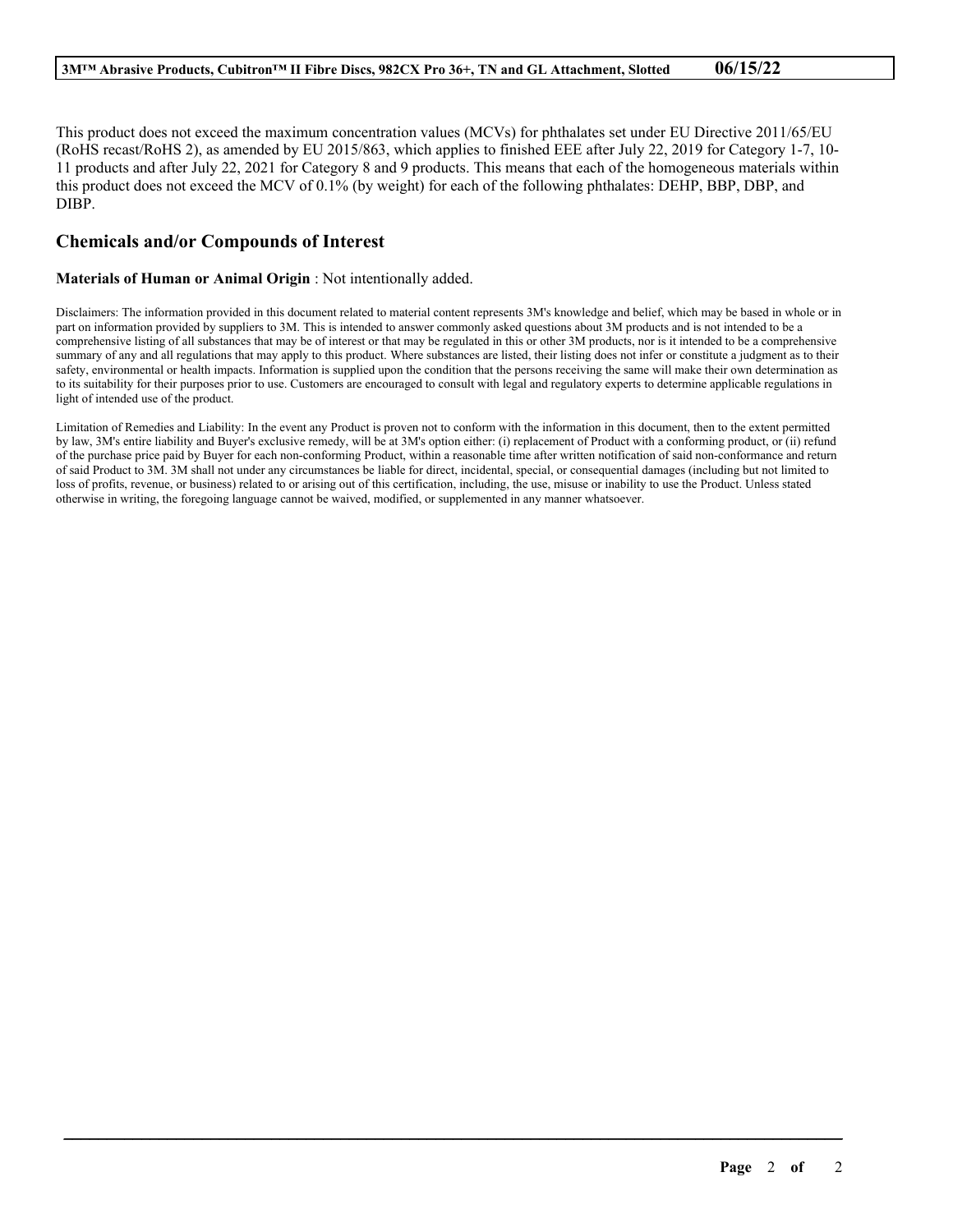This product does not exceed the maximum concentration values (MCVs) for phthalates set under EU Directive 2011/65/EU (RoHS recast/RoHS 2), as amended by EU 2015/863, which applies to finished EEE after July 22, 2019 for Category 1-7, 10-11 products and after July 22, 2021 for Category 8 and 9 products. This means that each of the homogeneous materials within this product does not exceed the MCV of 0.1% (by weight) for each of the following phthalates: DEHP, BBP, DBP, and DIBP.

## Chemicals and/or Compounds of Interest

**Materials of Human or Animal Origin** : Not intentionally added.

Disclaimers: The information provided in this document related to material content represents 3M's knowledge and belief, which may be based in whole or in part on information provided by suppliers to 3M. This is intended to answer commonly asked questions about 3M products and is not intended to be a comprehensive listing of all substances that may be of interest or that may be regulated in this or other 3M products, nor is it intended to be a comprehensive summary of any and all regulations that may apply to this product. Where substances are listed, their listing does not infer or constitute a judgment as to their safety, environmental or health impacts. Information is supplied upon the condition that the persons receiving the same will make their own determination as to its suitability for their purposes prior to use. Customers are encouraged to consult with legal and regulatory experts to determine applicable regulations in light of intended use of the product.

Limitation of Remedies and Liability: In the event any Product is proven not to conform with the information in this document, then to the extent permitted by law, 3M's entire liability and Buyer's exclusive remedy, will be at 3M's option either: (i) replacement of Product with a conforming product, or (ii) refund of the purchase price paid by Buyer for each non-conforming Product, within a reasonable time after written notification of said non-conformance and return of said Product to 3M. 3M shall not under any circumstances be liable for direct, incidental, special, or consequential damages (including but not limited to loss of profits, revenue, or business) related to or arising out of this certification, including, the use, misuse or inability to use the Product. Unless stated otherwise in writing, the foregoing language cannot be waived, modified, or supplemented in any manner whatsoever.